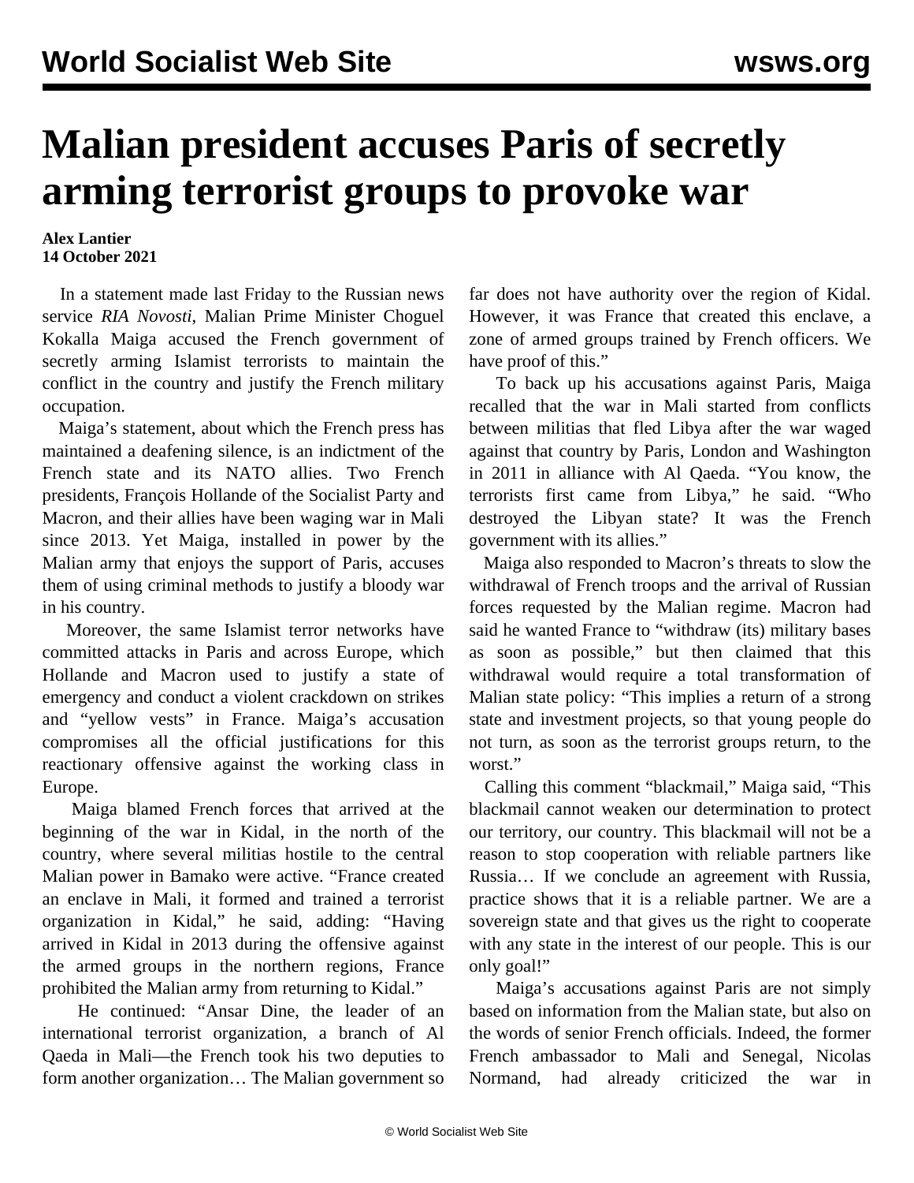# Malian president accuses Paris of secretly arming terrorist groups to provoke war

**Alex Lantier**
**14 October 2021**

In a statement made last Friday to the Russian news service *RIA Novosti*, Malian Prime Minister Choguel Kokalla Maiga accused the French government of secretly arming Islamist terrorists to maintain the conflict in the country and justify the French military occupation.

Maiga's statement, about which the French press has maintained a deafening silence, is an indictment of the French state and its NATO allies. Two French presidents, François Hollande of the Socialist Party and Macron, and their allies have been waging war in Mali since 2013. Yet Maiga, installed in power by the Malian army that enjoys the support of Paris, accuses them of using criminal methods to justify a bloody war in his country.

Moreover, the same Islamist terror networks have committed attacks in Paris and across Europe, which Hollande and Macron used to justify a state of emergency and conduct a violent crackdown on strikes and "yellow vests" in France. Maiga's accusation compromises all the official justifications for this reactionary offensive against the working class in Europe.

Maiga blamed French forces that arrived at the beginning of the war in Kidal, in the north of the country, where several militias hostile to the central Malian power in Bamako were active. "France created an enclave in Mali, it formed and trained a terrorist organization in Kidal," he said, adding: "Having arrived in Kidal in 2013 during the offensive against the armed groups in the northern regions, France prohibited the Malian army from returning to Kidal."

He continued: "Ansar Dine, the leader of an international terrorist organization, a branch of Al Qaeda in Mali—the French took his two deputies to form another organization… The Malian government so far does not have authority over the region of Kidal. However, it was France that created this enclave, a zone of armed groups trained by French officers. We have proof of this."

To back up his accusations against Paris, Maiga recalled that the war in Mali started from conflicts between militias that fled Libya after the war waged against that country by Paris, London and Washington in 2011 in alliance with Al Qaeda. "You know, the terrorists first came from Libya," he said. "Who destroyed the Libyan state? It was the French government with its allies."

Maiga also responded to Macron's threats to slow the withdrawal of French troops and the arrival of Russian forces requested by the Malian regime. Macron had said he wanted France to "withdraw (its) military bases as soon as possible," but then claimed that this withdrawal would require a total transformation of Malian state policy: "This implies a return of a strong state and investment projects, so that young people do not turn, as soon as the terrorist groups return, to the worst."

Calling this comment "blackmail," Maiga said, "This blackmail cannot weaken our determination to protect our territory, our country. This blackmail will not be a reason to stop cooperation with reliable partners like Russia… If we conclude an agreement with Russia, practice shows that it is a reliable partner. We are a sovereign state and that gives us the right to cooperate with any state in the interest of our people. This is our only goal!"

Maiga's accusations against Paris are not simply based on information from the Malian state, but also on the words of senior French officials. Indeed, the former French ambassador to Mali and Senegal, Nicolas Normand, had already criticized the war in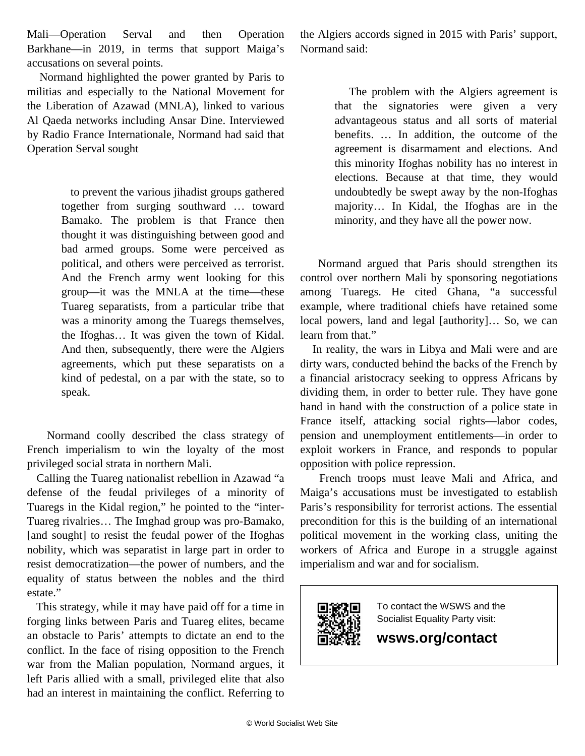Mali—Operation Serval and then Operation Barkhane—in 2019, in terms that support Maiga's accusations on several points.

Normand highlighted the power granted by Paris to militias and especially to the National Movement for the Liberation of Azawad (MNLA), linked to various Al Qaeda networks including Ansar Dine. Interviewed by Radio France Internationale, Normand had said that Operation Serval sought

> to prevent the various jihadist groups gathered together from surging southward … toward Bamako. The problem is that France then thought it was distinguishing between good and bad armed groups. Some were perceived as political, and others were perceived as terrorist. And the French army went looking for this group—it was the MNLA at the time—these Tuareg separatists, from a particular tribe that was a minority among the Tuaregs themselves, the Ifoghas… It was given the town of Kidal. And then, subsequently, there were the Algiers agreements, which put these separatists on a kind of pedestal, on a par with the state, so to speak.

Normand coolly described the class strategy of French imperialism to win the loyalty of the most privileged social strata in northern Mali.

Calling the Tuareg nationalist rebellion in Azawad "a defense of the feudal privileges of a minority of Tuaregs in the Kidal region," he pointed to the "inter-Tuareg rivalries… The Imghad group was pro-Bamako, [and sought] to resist the feudal power of the Ifoghas nobility, which was separatist in large part in order to resist democratization—the power of numbers, and the equality of status between the nobles and the third estate."

This strategy, while it may have paid off for a time in forging links between Paris and Tuareg elites, became an obstacle to Paris' attempts to dictate an end to the conflict. In the face of rising opposition to the French war from the Malian population, Normand argues, it left Paris allied with a small, privileged elite that also had an interest in maintaining the conflict. Referring to the Algiers accords signed in 2015 with Paris' support, Normand said:

> The problem with the Algiers agreement is that the signatories were given a very advantageous status and all sorts of material benefits. … In addition, the outcome of the agreement is disarmament and elections. And this minority Ifoghas nobility has no interest in elections. Because at that time, they would undoubtedly be swept away by the non-Ifoghas majority… In Kidal, the Ifoghas are in the minority, and they have all the power now.

Normand argued that Paris should strengthen its control over northern Mali by sponsoring negotiations among Tuaregs. He cited Ghana, "a successful example, where traditional chiefs have retained some local powers, land and legal [authority]… So, we can learn from that."

In reality, the wars in Libya and Mali were and are dirty wars, conducted behind the backs of the French by a financial aristocracy seeking to oppress Africans by dividing them, in order to better rule. They have gone hand in hand with the construction of a police state in France itself, attacking social rights—labor codes, pension and unemployment entitlements—in order to exploit workers in France, and responds to popular opposition with police repression.

French troops must leave Mali and Africa, and Maiga's accusations must be investigated to establish Paris's responsibility for terrorist actions. The essential precondition for this is the building of an international political movement in the working class, uniting the workers of Africa and Europe in a struggle against imperialism and war and for socialism.

To contact the WSWS and the Socialist Equality Party visit:

**wsws.org/contact**